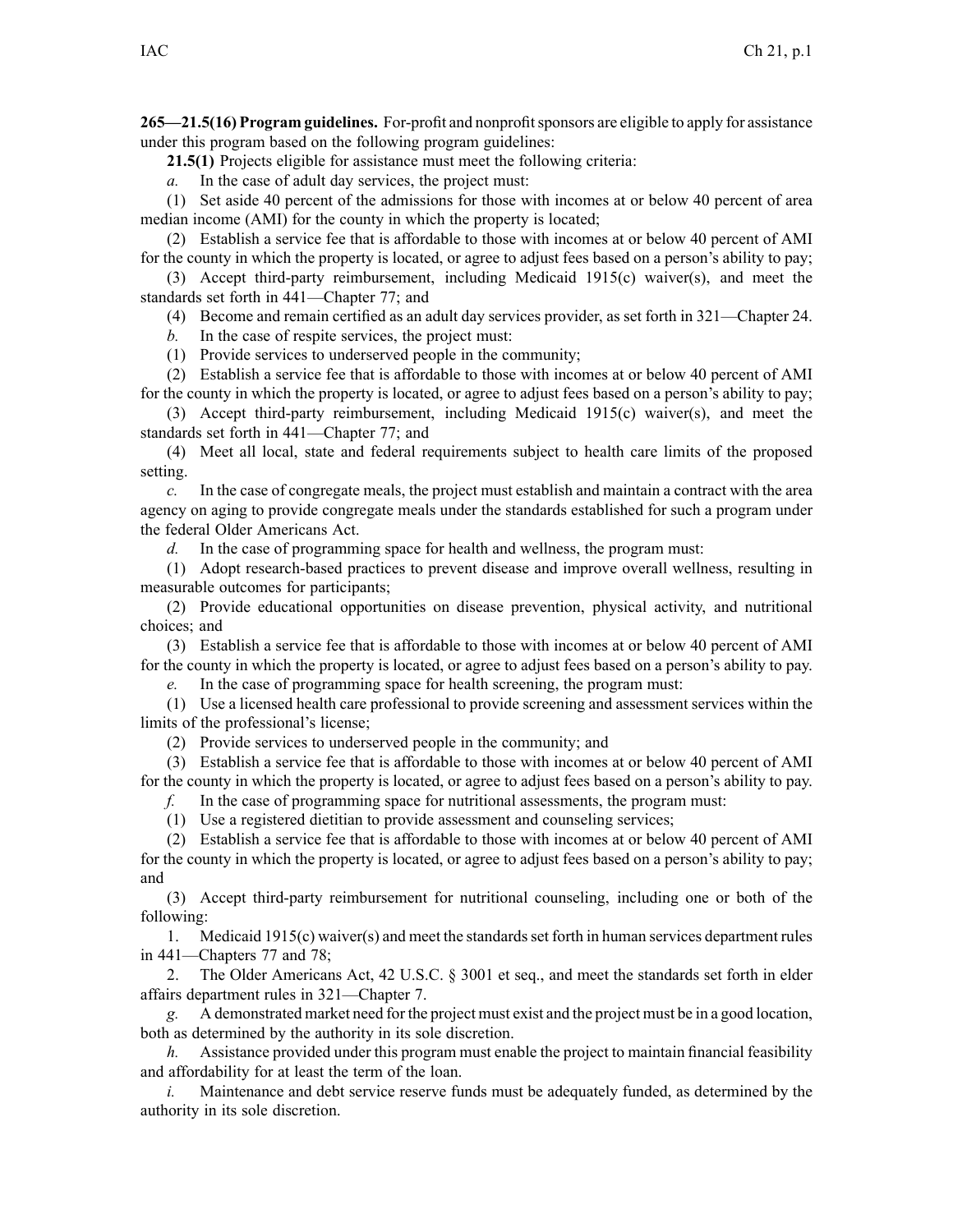**265—21.5(16) Program guidelines.** For-profit and nonprofit sponsors are eligible to apply for assistance under this program based on the following program guidelines:

**21.5(1)** Projects eligible for assistance must meet the following criteria:

*a.* In the case of adult day services, the project must:

(1) Set aside 40 percent of the admissions for those with incomes at or below 40 percent of area median income (AMI) for the county in which the property is located;

(2) Establish a service fee that is affordable to those with incomes at or below 40 percent of AMI for the county in which the property is located, or agree to adjust fees based on a person's ability to pay;

(3) Accept third-party reimbursement, including Medicaid 1915(c) waiver(s), and meet the standards set forth in 441—Chapter 77; and

(4) Become and remain certified as an adult day services provider, as set forth in 321—Chapter 24.

*b.* In the case of respite services, the project must:

(1) Provide services to underserved people in the community;

(2) Establish a service fee that is affordable to those with incomes at or below 40 percent of AMI for the county in which the property is located, or agree to adjust fees based on a person's ability to pay;

(3) Accept third-party reimbursement, including Medicaid 1915(c) waiver(s), and meet the standards set forth in 441—Chapter 77; and

(4) Meet all local, state and federal requirements subject to health care limits of the proposed setting.

*c.* In the case of congregate meals, the project must establish and maintain a contract with the area agency on aging to provide congregate meals under the standards established for such a program under the federal Older Americans Act.

*d.* In the case of programming space for health and wellness, the program must:

(1) Adopt research-based practices to prevent disease and improve overall wellness, resulting in measurable outcomes for participants;

(2) Provide educational opportunities on disease prevention, physical activity, and nutritional choices; and

(3) Establish a service fee that is affordable to those with incomes at or below 40 percent of AMI for the county in which the property is located, or agree to adjust fees based on a person's ability to pay.

*e.* In the case of programming space for health screening, the program must:

(1) Use a licensed health care professional to provide screening and assessment services within the limits of the professional's license;

(2) Provide services to underserved people in the community; and

(3) Establish a service fee that is affordable to those with incomes at or below 40 percent of AMI for the county in which the property is located, or agree to adjust fees based on a person's ability to pay.

*f.* In the case of programming space for nutritional assessments, the program must:

(1) Use a registered dietitian to provide assessment and counseling services;

(2) Establish a service fee that is affordable to those with incomes at or below 40 percent of AMI for the county in which the property is located, or agree to adjust fees based on a person's ability to pay; and

(3) Accept third-party reimbursement for nutritional counseling, including one or both of the following:

1. Medicaid 1915(c) waiver(s) and meet the standards set forth in human services department rules in 441—Chapters 77 and 78;

2. The Older Americans Act, 42 U.S.C. § 3001 et seq., and meet the standards set forth in elder affairs department rules in 321—Chapter 7.

*g.* A demonstrated market need for the project must exist and the project must be in a good location, both as determined by the authority in its sole discretion.

*h.* Assistance provided under this program must enable the project to maintain financial feasibility and affordability for at least the term of the loan.

*i.* Maintenance and debt service reserve funds must be adequately funded, as determined by the authority in its sole discretion.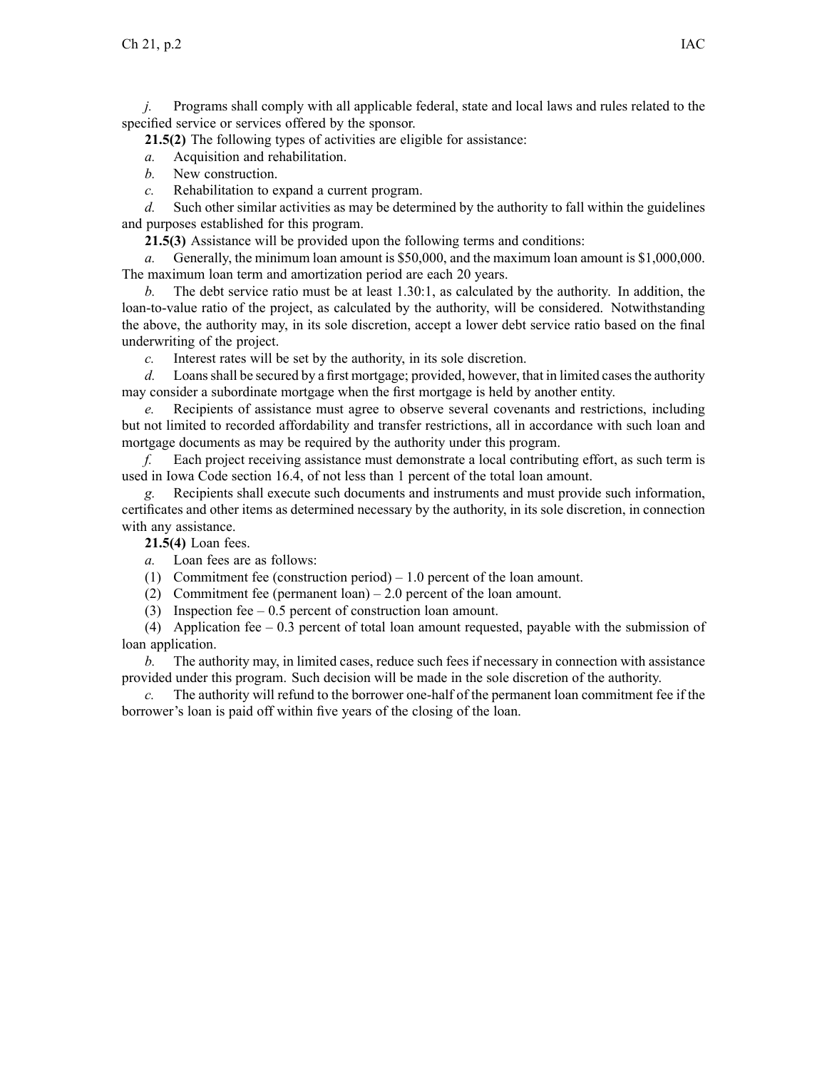*j.* Programs shall comply with all applicable federal, state and local laws and rules related to the specified service or services offered by the sponsor.

**21.5(2)** The following types of activities are eligible for assistance:

*a.* Acquisition and rehabilitation.

*b.* New construction.

*c.* Rehabilitation to expand a current program.

*d.* Such other similar activities as may be determined by the authority to fall within the guidelines and purposes established for this program.

**21.5(3)** Assistance will be provided upon the following terms and conditions:

*a.* Generally, the minimum loan amount is $50,000, and the maximum loan amount is $1,000,000. The maximum loan term and amortization period are each 20 years.

*b.* The debt service ratio must be at least 1.30:1, as calculated by the authority. In addition, the loan-to-value ratio of the project, as calculated by the authority, will be considered. Notwithstanding the above, the authority may, in its sole discretion, accept a lower debt service ratio based on the final underwriting of the project.

*c.* Interest rates will be set by the authority, in its sole discretion.

*d.* Loans shall be secured by a first mortgage; provided, however, that in limited cases the authority may consider a subordinate mortgage when the first mortgage is held by another entity.

*e.* Recipients of assistance must agree to observe several covenants and restrictions, including but not limited to recorded affordability and transfer restrictions, all in accordance with such loan and mortgage documents as may be required by the authority under this program.

*f.* Each project receiving assistance must demonstrate a local contributing effort, as such term is used in Iowa Code section 16.4, of not less than 1 percent of the total loan amount.

*g.* Recipients shall execute such documents and instruments and must provide such information, certificates and other items as determined necessary by the authority, in its sole discretion, in connection with any assistance.

**21.5(4)** Loan fees.

*a.* Loan fees are as follows:

(1) Commitment fee (construction period) – 1.0 percent of the loan amount.

(2) Commitment fee (permanent loan) – 2.0 percent of the loan amount.

(3) Inspection fee – 0.5 percent of construction loan amount.

(4) Application fee – 0.3 percent of total loan amount requested, payable with the submission of loan application.

*b.* The authority may, in limited cases, reduce such fees if necessary in connection with assistance provided under this program. Such decision will be made in the sole discretion of the authority.

*c.* The authority will refund to the borrower one-half of the permanent loan commitment fee if the borrower's loan is paid off within five years of the closing of the loan.